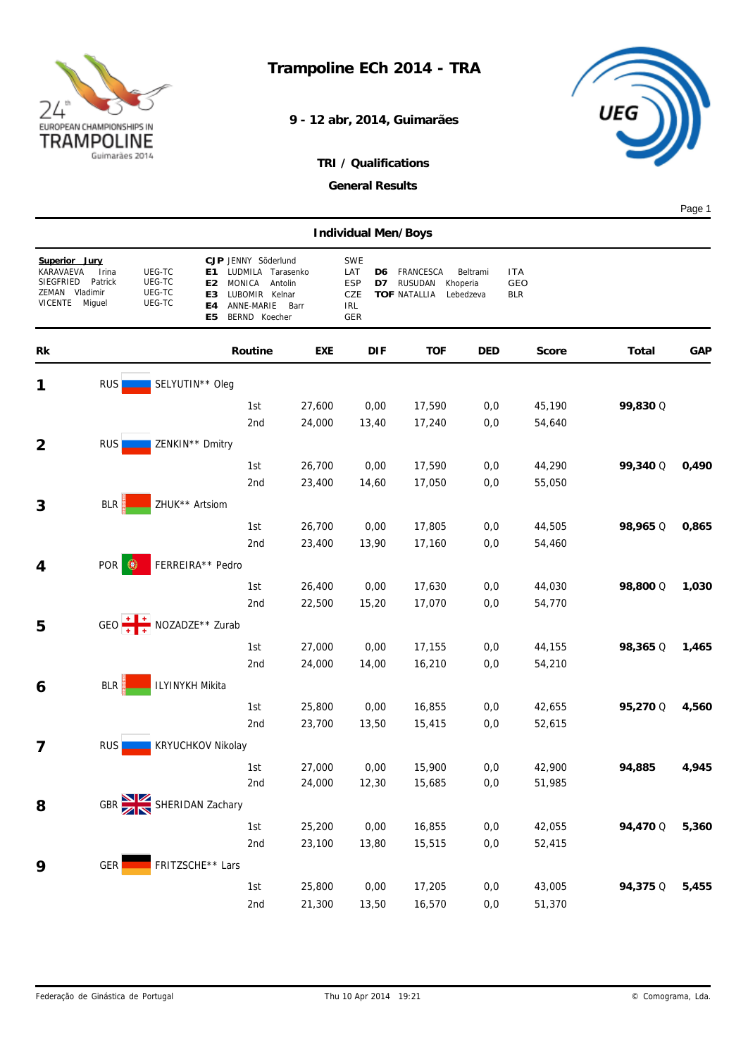# Trampoline ECh 2014 - TRA

**9 - 12 abr, 2014, Guimarães**

**TRI / Qualifications**

**General Results**

## Individual Men/Boys

| Superior Jury | | | | | | |
|---|---|---|---|---|---|---|
| KARAVAEVA Irina | UEG-TC | **CJP** JENNY Söderlund | SWE | | | |
| SIEGFRIED Patrick | UEG-TC | **E1** LUDMILA Tarasenko | LAT | **D6** FRANCESCA Beltrami | ITA |
| ZEMAN Vladimir | UEG-TC | **E2** MONICA Antolin | ESP | **D7** RUSUDAN Khoperia | GEO |
| VICENTE Miguel | UEG-TC | **E3** LUBOMIR Kelnar | CZE | **TOF** NATALLIA Lebedzeva | BLR |
| | | **E4** ANNE-MARIE Barr | IRL | | |
| | | **E5** BERND Koecher | GER | | |

| Rk | | Routine | EXE | DIF | TOF | DED | Score | Total | GAP |
|---|---|---|---|---|---|---|---|---|---|
| **1** | RUS SELYUTIN** Oleg | | | | | | | | |
| | | 1st | 27,600 | 0,00 | 17,590 | 0,0 | 45,190 | **99,830** Q | |
| | | 2nd | 24,000 | 13,40 | 17,240 | 0,0 | 54,640 | | |
| **2** | RUS ZENKIN** Dmitry | | | | | | | | |
| | | 1st | 26,700 | 0,00 | 17,590 | 0,0 | 44,290 | **99,340** Q | **0,490** |
| | | 2nd | 23,400 | 14,60 | 17,050 | 0,0 | 55,050 | | |
| **3** | BLR ZHUK** Artsiom | | | | | | | | |
| | | 1st | 26,700 | 0,00 | 17,805 | 0,0 | 44,505 | **98,965** Q | **0,865** |
| | | 2nd | 23,400 | 13,90 | 17,160 | 0,0 | 54,460 | | |
| **4** | POR FERREIRA** Pedro | | | | | | | | |
| | | 1st | 26,400 | 0,00 | 17,630 | 0,0 | 44,030 | **98,800** Q | **1,030** |
| | | 2nd | 22,500 | 15,20 | 17,070 | 0,0 | 54,770 | | |
| **5** | GEO NOZADZE** Zurab | | | | | | | | |
| | | 1st | 27,000 | 0,00 | 17,155 | 0,0 | 44,155 | **98,365** Q | **1,465** |
| | | 2nd | 24,000 | 14,00 | 16,210 | 0,0 | 54,210 | | |
| **6** | BLR ILYINYKH Mikita | | | | | | | | |
| | | 1st | 25,800 | 0,00 | 16,855 | 0,0 | 42,655 | **95,270** Q | **4,560** |
| | | 2nd | 23,700 | 13,50 | 15,415 | 0,0 | 52,615 | | |
| **7** | RUS KRYUCHKOV Nikolay | | | | | | | | |
| | | 1st | 27,000 | 0,00 | 15,900 | 0,0 | 42,900 | **94,885** | **4,945** |
| | | 2nd | 24,000 | 12,30 | 15,685 | 0,0 | 51,985 | | |
| **8** | GBR SHERIDAN Zachary | | | | | | | | |
| | | 1st | 25,200 | 0,00 | 16,855 | 0,0 | 42,055 | **94,470** Q | **5,360** |
| | | 2nd | 23,100 | 13,80 | 15,515 | 0,0 | 52,415 | | |
| **9** | GER FRITZSCHE** Lars | | | | | | | | |
| | | 1st | 25,800 | 0,00 | 17,205 | 0,0 | 43,005 | **94,375** Q | **5,455** |
| | | 2nd | 21,300 | 13,50 | 16,570 | 0,0 | 51,370 | | |

Federação de Ginástica de Portugal — Thu 10 Apr 2014 19:21 — © Comograma, Lda.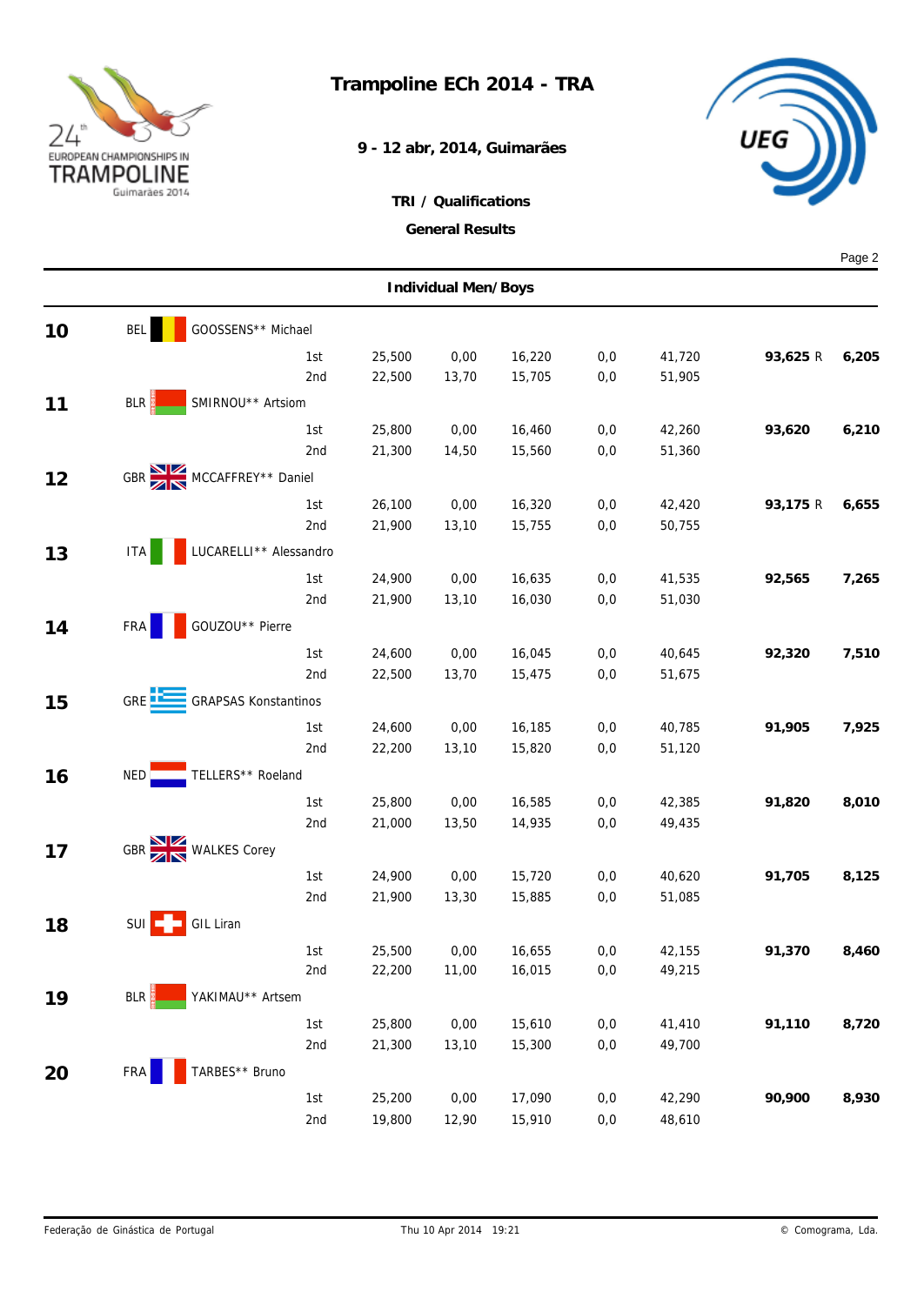# Trampoline ECh 2014 - TRA

**9 - 12 abr, 2014, Guimarães**

**TRI / Qualifications**

**General Results**

## Individual Men/Boys

| Rank | Nation | Name | Routine | | | | | | Total | |
|---|---|---|---|---|---|---|---|---|---|---|
| **10** | BEL | GOOSSENS** Michael | 1st | 25,500 | 0,00 | 16,220 | 0,0 | 41,720 | **93,625** R | **6,205** |
| | | | 2nd | 22,500 | 13,70 | 15,705 | 0,0 | 51,905 | | |
| **11** | BLR | SMIRNOU** Artsiom | 1st | 25,800 | 0,00 | 16,460 | 0,0 | 42,260 | **93,620** | **6,210** |
| | | | 2nd | 21,300 | 14,50 | 15,560 | 0,0 | 51,360 | | |
| **12** | GBR | MCCAFFREY** Daniel | 1st | 26,100 | 0,00 | 16,320 | 0,0 | 42,420 | **93,175** R | **6,655** |
| | | | 2nd | 21,900 | 13,10 | 15,755 | 0,0 | 50,755 | | |
| **13** | ITA | LUCARELLI** Alessandro | 1st | 24,900 | 0,00 | 16,635 | 0,0 | 41,535 | **92,565** | **7,265** |
| | | | 2nd | 21,900 | 13,10 | 16,030 | 0,0 | 51,030 | | |
| **14** | FRA | GOUZOU** Pierre | 1st | 24,600 | 0,00 | 16,045 | 0,0 | 40,645 | **92,320** | **7,510** |
| | | | 2nd | 22,500 | 13,70 | 15,475 | 0,0 | 51,675 | | |
| **15** | GRE | GRAPSAS Konstantinos | 1st | 24,600 | 0,00 | 16,185 | 0,0 | 40,785 | **91,905** | **7,925** |
| | | | 2nd | 22,200 | 13,10 | 15,820 | 0,0 | 51,120 | | |
| **16** | NED | TELLERS** Roeland | 1st | 25,800 | 0,00 | 16,585 | 0,0 | 42,385 | **91,820** | **8,010** |
| | | | 2nd | 21,000 | 13,50 | 14,935 | 0,0 | 49,435 | | |
| **17** | GBR | WALKES Corey | 1st | 24,900 | 0,00 | 15,720 | 0,0 | 40,620 | **91,705** | **8,125** |
| | | | 2nd | 21,900 | 13,30 | 15,885 | 0,0 | 51,085 | | |
| **18** | SUI | GIL Liran | 1st | 25,500 | 0,00 | 16,655 | 0,0 | 42,155 | **91,370** | **8,460** |
| | | | 2nd | 22,200 | 11,00 | 16,015 | 0,0 | 49,215 | | |
| **19** | BLR | YAKIMAU** Artsem | 1st | 25,800 | 0,00 | 15,610 | 0,0 | 41,410 | **91,110** | **8,720** |
| | | | 2nd | 21,300 | 13,10 | 15,300 | 0,0 | 49,700 | | |
| **20** | FRA | TARBES** Bruno | 1st | 25,200 | 0,00 | 17,090 | 0,0 | 42,290 | **90,900** | **8,930** |
| | | | 2nd | 19,800 | 12,90 | 15,910 | 0,0 | 48,610 | | |

Federação de Ginástica de Portugal — Thu 10 Apr 2014 19:21 — © Comograma, Lda.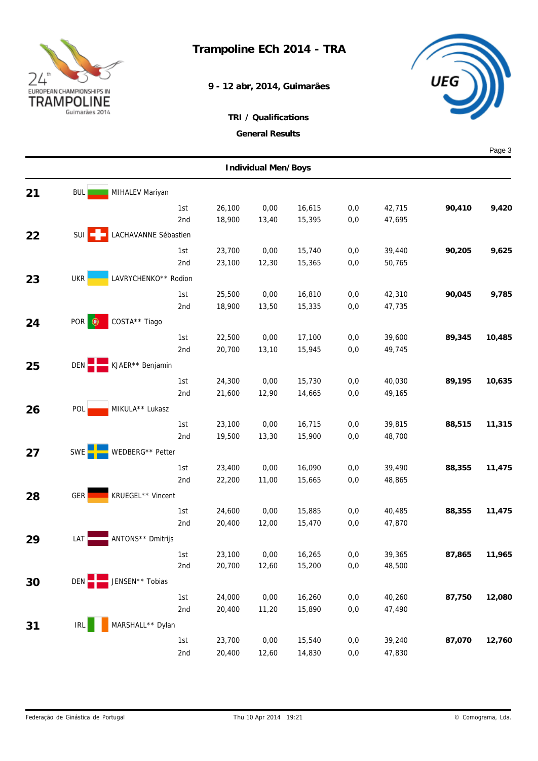# Trampoline ECh 2014 - TRA

**9 - 12 abr, 2014, Guimarães**

**TRI / Qualifications**

**General Results**

## Individual Men/Boys

| Rank | Nation | Name | Routine | | | | | | Total | Gap |
|---|---|---|---|---|---|---|---|---|---|---|
| 21 | BUL | MIHALEV Mariyan | | | | | | | | |
| | | | 1st | 26,100 | 0,00 | 16,615 | 0,0 | 42,715 | **90,410** | **9,420** |
| | | | 2nd | 18,900 | 13,40 | 15,395 | 0,0 | 47,695 | | |
| 22 | SUI | LACHAVANNE Sébastien | | | | | | | | |
| | | | 1st | 23,700 | 0,00 | 15,740 | 0,0 | 39,440 | **90,205** | **9,625** |
| | | | 2nd | 23,100 | 12,30 | 15,365 | 0,0 | 50,765 | | |
| 23 | UKR | LAVRYCHENKO** Rodion | | | | | | | | |
| | | | 1st | 25,500 | 0,00 | 16,810 | 0,0 | 42,310 | **90,045** | **9,785** |
| | | | 2nd | 18,900 | 13,50 | 15,335 | 0,0 | 47,735 | | |
| 24 | POR | COSTA** Tiago | | | | | | | | |
| | | | 1st | 22,500 | 0,00 | 17,100 | 0,0 | 39,600 | **89,345** | **10,485** |
| | | | 2nd | 20,700 | 13,10 | 15,945 | 0,0 | 49,745 | | |
| 25 | DEN | KJAER** Benjamin | | | | | | | | |
| | | | 1st | 24,300 | 0,00 | 15,730 | 0,0 | 40,030 | **89,195** | **10,635** |
| | | | 2nd | 21,600 | 12,90 | 14,665 | 0,0 | 49,165 | | |
| 26 | POL | MIKULA** Lukasz | | | | | | | | |
| | | | 1st | 23,100 | 0,00 | 16,715 | 0,0 | 39,815 | **88,515** | **11,315** |
| | | | 2nd | 19,500 | 13,30 | 15,900 | 0,0 | 48,700 | | |
| 27 | SWE | WEDBERG** Petter | | | | | | | | |
| | | | 1st | 23,400 | 0,00 | 16,090 | 0,0 | 39,490 | **88,355** | **11,475** |
| | | | 2nd | 22,200 | 11,00 | 15,665 | 0,0 | 48,865 | | |
| 28 | GER | KRUEGEL** Vincent | | | | | | | | |
| | | | 1st | 24,600 | 0,00 | 15,885 | 0,0 | 40,485 | **88,355** | **11,475** |
| | | | 2nd | 20,400 | 12,00 | 15,470 | 0,0 | 47,870 | | |
| 29 | LAT | ANTONS** Dmitrijs | | | | | | | | |
| | | | 1st | 23,100 | 0,00 | 16,265 | 0,0 | 39,365 | **87,865** | **11,965** |
| | | | 2nd | 20,700 | 12,60 | 15,200 | 0,0 | 48,500 | | |
| 30 | DEN | JENSEN** Tobias | | | | | | | | |
| | | | 1st | 24,000 | 0,00 | 16,260 | 0,0 | 40,260 | **87,750** | **12,080** |
| | | | 2nd | 20,400 | 11,20 | 15,890 | 0,0 | 47,490 | | |
| 31 | IRL | MARSHALL** Dylan | | | | | | | | |
| | | | 1st | 23,700 | 0,00 | 15,540 | 0,0 | 39,240 | **87,070** | **12,760** |
| | | | 2nd | 20,400 | 12,60 | 14,830 | 0,0 | 47,830 | | |

Federação de Ginástica de Portugal — Thu 10 Apr 2014 19:21 — © Comograma, Lda.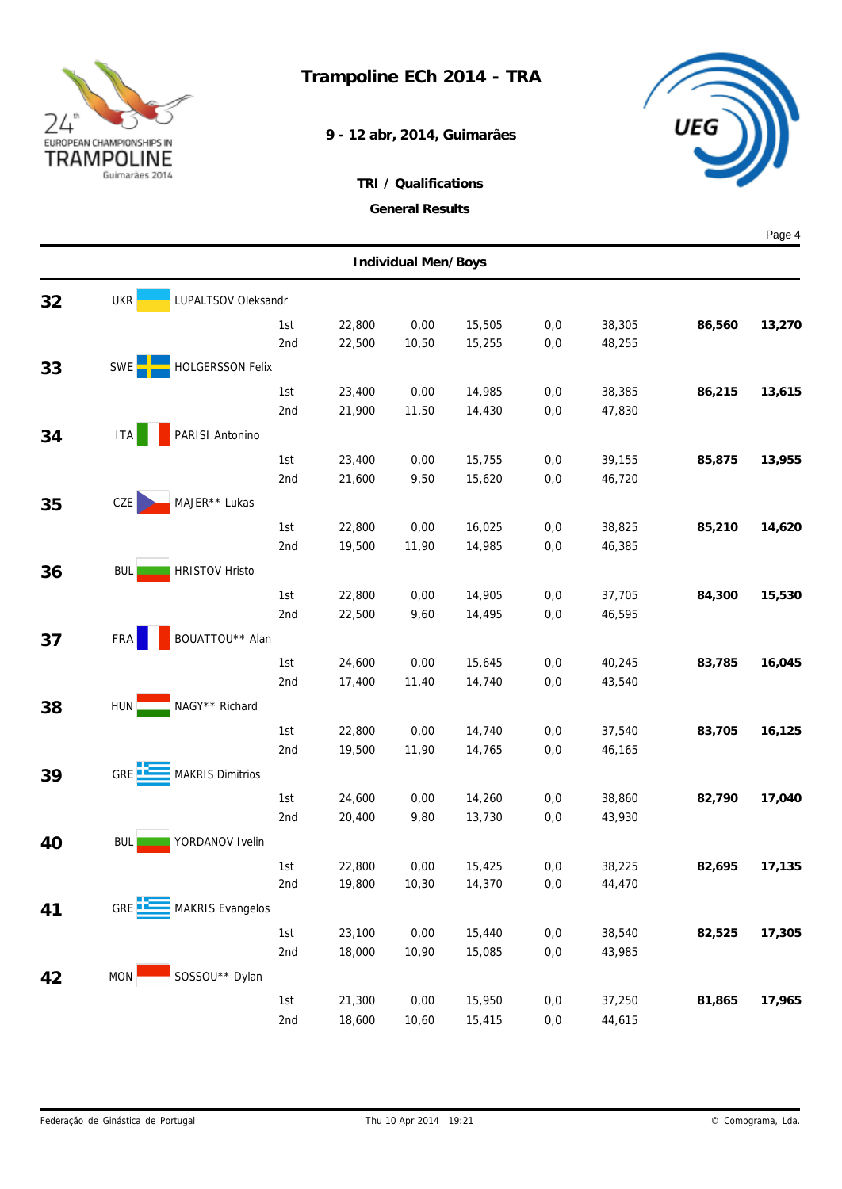# Trampoline ECh 2014 - TRA

**9 - 12 abr, 2014, Guimarães**

**TRI / Qualifications**

**General Results**

## Individual Men/Boys

| Rank | Nat | Name | Routine | | | | | | Total | Behind |
|---|---|---|---|---|---|---|---|---|---|---|
| 32 | UKR | LUPALTSOV Oleksandr | | | | | | | | |
| | | | 1st | 22,800 | 0,00 | 15,505 | 0,0 | 38,305 | **86,560** | **13,270** |
| | | | 2nd | 22,500 | 10,50 | 15,255 | 0,0 | 48,255 | | |
| 33 | SWE | HOLGERSSON Felix | | | | | | | | |
| | | | 1st | 23,400 | 0,00 | 14,985 | 0,0 | 38,385 | **86,215** | **13,615** |
| | | | 2nd | 21,900 | 11,50 | 14,430 | 0,0 | 47,830 | | |
| 34 | ITA | PARISI Antonino | | | | | | | | |
| | | | 1st | 23,400 | 0,00 | 15,755 | 0,0 | 39,155 | **85,875** | **13,955** |
| | | | 2nd | 21,600 | 9,50 | 15,620 | 0,0 | 46,720 | | |
| 35 | CZE | MAJER** Lukas | | | | | | | | |
| | | | 1st | 22,800 | 0,00 | 16,025 | 0,0 | 38,825 | **85,210** | **14,620** |
| | | | 2nd | 19,500 | 11,90 | 14,985 | 0,0 | 46,385 | | |
| 36 | BUL | HRISTOV Hristo | | | | | | | | |
| | | | 1st | 22,800 | 0,00 | 14,905 | 0,0 | 37,705 | **84,300** | **15,530** |
| | | | 2nd | 22,500 | 9,60 | 14,495 | 0,0 | 46,595 | | |
| 37 | FRA | BOUATTOU** Alan | | | | | | | | |
| | | | 1st | 24,600 | 0,00 | 15,645 | 0,0 | 40,245 | **83,785** | **16,045** |
| | | | 2nd | 17,400 | 11,40 | 14,740 | 0,0 | 43,540 | | |
| 38 | HUN | NAGY** Richard | | | | | | | | |
| | | | 1st | 22,800 | 0,00 | 14,740 | 0,0 | 37,540 | **83,705** | **16,125** |
| | | | 2nd | 19,500 | 11,90 | 14,765 | 0,0 | 46,165 | | |
| 39 | GRE | MAKRIS Dimitrios | | | | | | | | |
| | | | 1st | 24,600 | 0,00 | 14,260 | 0,0 | 38,860 | **82,790** | **17,040** |
| | | | 2nd | 20,400 | 9,80 | 13,730 | 0,0 | 43,930 | | |
| 40 | BUL | YORDANOV Ivelin | | | | | | | | |
| | | | 1st | 22,800 | 0,00 | 15,425 | 0,0 | 38,225 | **82,695** | **17,135** |
| | | | 2nd | 19,800 | 10,30 | 14,370 | 0,0 | 44,470 | | |
| 41 | GRE | MAKRIS Evangelos | | | | | | | | |
| | | | 1st | 23,100 | 0,00 | 15,440 | 0,0 | 38,540 | **82,525** | **17,305** |
| | | | 2nd | 18,000 | 10,90 | 15,085 | 0,0 | 43,985 | | |
| 42 | MON | SOSSOU** Dylan | | | | | | | | |
| | | | 1st | 21,300 | 0,00 | 15,950 | 0,0 | 37,250 | **81,865** | **17,965** |
| | | | 2nd | 18,600 | 10,60 | 15,415 | 0,0 | 44,615 | | |

Federação de Ginástica de Portugal — Thu 10 Apr 2014 19:21 — © Comograma, Lda.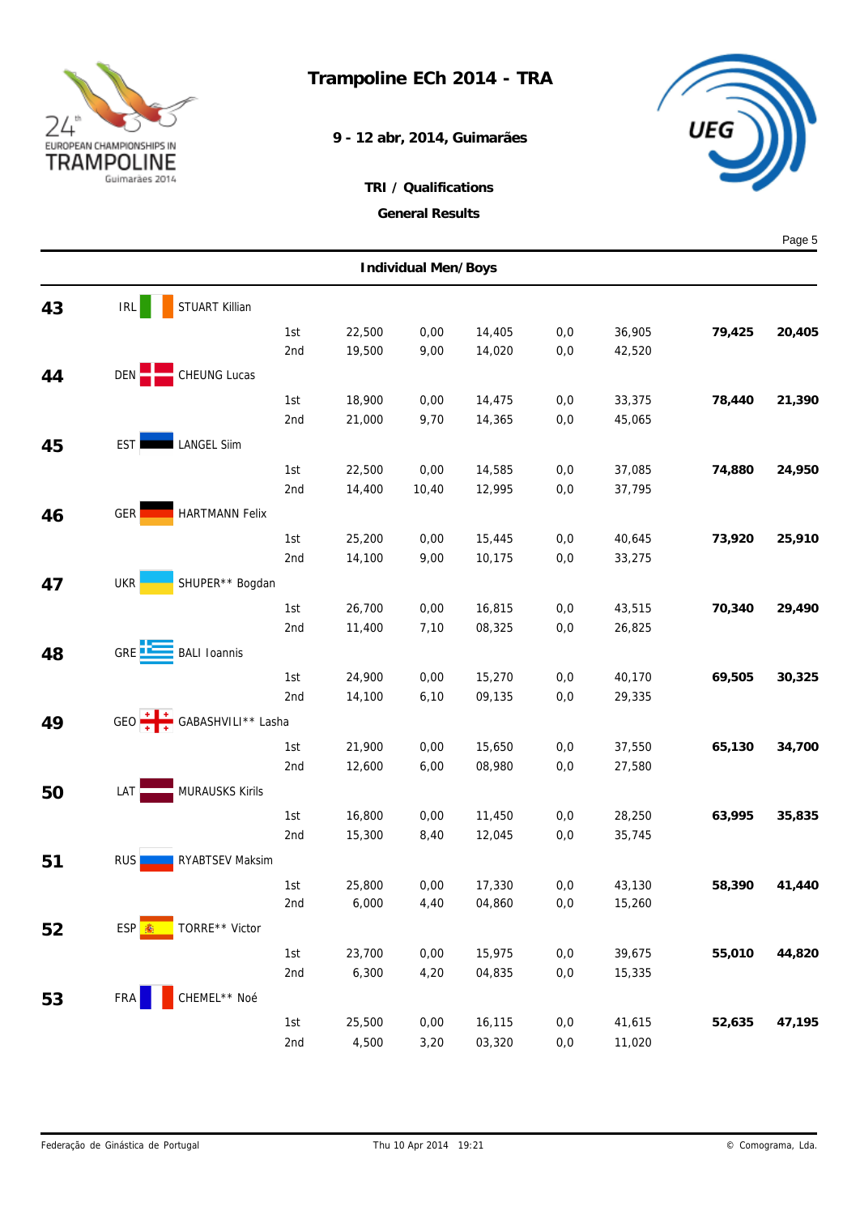# Trampoline ECh 2014 - TRA

**9 - 12 abr, 2014, Guimarães**

**TRI / Qualifications**

**General Results**

## Individual Men/Boys

| Rank | Nation | Name | Routine | | | | | | Total | Behind |
|---|---|---|---|---|---|---|---|---|---|---|
| 43 | IRL | STUART Killian | 1st | 22,500 | 0,00 | 14,405 | 0,0 | 36,905 | **79,425** | **20,405** |
| | | | 2nd | 19,500 | 9,00 | 14,020 | 0,0 | 42,520 | | |
| 44 | DEN | CHEUNG Lucas | 1st | 18,900 | 0,00 | 14,475 | 0,0 | 33,375 | **78,440** | **21,390** |
| | | | 2nd | 21,000 | 9,70 | 14,365 | 0,0 | 45,065 | | |
| 45 | EST | LANGEL Siim | 1st | 22,500 | 0,00 | 14,585 | 0,0 | 37,085 | **74,880** | **24,950** |
| | | | 2nd | 14,400 | 10,40 | 12,995 | 0,0 | 37,795 | | |
| 46 | GER | HARTMANN Felix | 1st | 25,200 | 0,00 | 15,445 | 0,0 | 40,645 | **73,920** | **25,910** |
| | | | 2nd | 14,100 | 9,00 | 10,175 | 0,0 | 33,275 | | |
| 47 | UKR | SHUPER** Bogdan | 1st | 26,700 | 0,00 | 16,815 | 0,0 | 43,515 | **70,340** | **29,490** |
| | | | 2nd | 11,400 | 7,10 | 08,325 | 0,0 | 26,825 | | |
| 48 | GRE | BALI Ioannis | 1st | 24,900 | 0,00 | 15,270 | 0,0 | 40,170 | **69,505** | **30,325** |
| | | | 2nd | 14,100 | 6,10 | 09,135 | 0,0 | 29,335 | | |
| 49 | GEO | GABASHVILI** Lasha | 1st | 21,900 | 0,00 | 15,650 | 0,0 | 37,550 | **65,130** | **34,700** |
| | | | 2nd | 12,600 | 6,00 | 08,980 | 0,0 | 27,580 | | |
| 50 | LAT | MURAUSKS Kirils | 1st | 16,800 | 0,00 | 11,450 | 0,0 | 28,250 | **63,995** | **35,835** |
| | | | 2nd | 15,300 | 8,40 | 12,045 | 0,0 | 35,745 | | |
| 51 | RUS | RYABTSEV Maksim | 1st | 25,800 | 0,00 | 17,330 | 0,0 | 43,130 | **58,390** | **41,440** |
| | | | 2nd | 6,000 | 4,40 | 04,860 | 0,0 | 15,260 | | |
| 52 | ESP | TORRE** Victor | 1st | 23,700 | 0,00 | 15,975 | 0,0 | 39,675 | **55,010** | **44,820** |
| | | | 2nd | 6,300 | 4,20 | 04,835 | 0,0 | 15,335 | | |
| 53 | FRA | CHEMEL** Noé | 1st | 25,500 | 0,00 | 16,115 | 0,0 | 41,615 | **52,635** | **47,195** |
| | | | 2nd | 4,500 | 3,20 | 03,320 | 0,0 | 11,020 | | |

Federação de Ginástica de Portugal — Thu 10 Apr 2014 19:21 — © Comograma, Lda.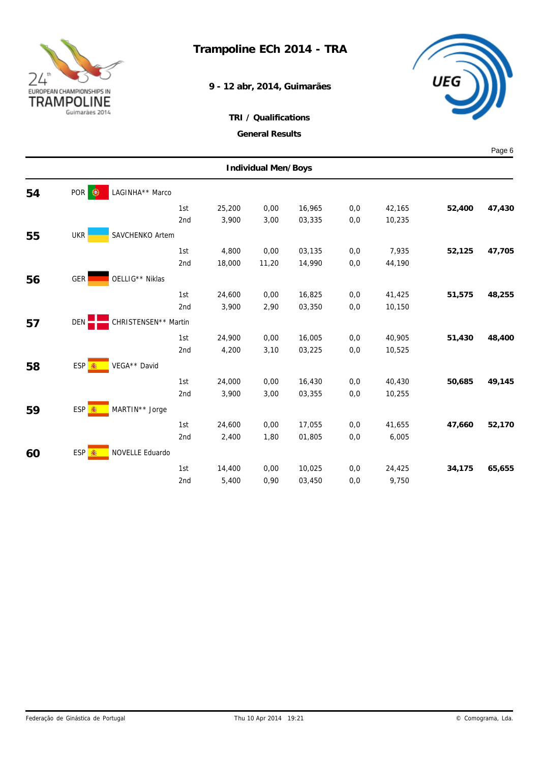# Trampoline ECh 2014 - TRA

**9 - 12 abr, 2014, Guimarães**

**TRI / Qualifications**

**General Results**

## Individual Men/Boys

| | | | | | | | | | | |
|---|---|---|---|---|---|---|---|---|---|---|
| **54** | POR | LAGINHA** Marco | | | | | | | | |
| | | | 1st | 25,200 | 0,00 | 16,965 | 0,0 | 42,165 | **52,400** | **47,430** |
| | | | 2nd | 3,900 | 3,00 | 03,335 | 0,0 | 10,235 | | |
| **55** | UKR | SAVCHENKO Artem | | | | | | | | |
| | | | 1st | 4,800 | 0,00 | 03,135 | 0,0 | 7,935 | **52,125** | **47,705** |
| | | | 2nd | 18,000 | 11,20 | 14,990 | 0,0 | 44,190 | | |
| **56** | GER | OELLIG** Niklas | | | | | | | | |
| | | | 1st | 24,600 | 0,00 | 16,825 | 0,0 | 41,425 | **51,575** | **48,255** |
| | | | 2nd | 3,900 | 2,90 | 03,350 | 0,0 | 10,150 | | |
| **57** | DEN | CHRISTENSEN** Martin | | | | | | | | |
| | | | 1st | 24,900 | 0,00 | 16,005 | 0,0 | 40,905 | **51,430** | **48,400** |
| | | | 2nd | 4,200 | 3,10 | 03,225 | 0,0 | 10,525 | | |
| **58** | ESP | VEGA** David | | | | | | | | |
| | | | 1st | 24,000 | 0,00 | 16,430 | 0,0 | 40,430 | **50,685** | **49,145** |
| | | | 2nd | 3,900 | 3,00 | 03,355 | 0,0 | 10,255 | | |
| **59** | ESP | MARTIN** Jorge | | | | | | | | |
| | | | 1st | 24,600 | 0,00 | 17,055 | 0,0 | 41,655 | **47,660** | **52,170** |
| | | | 2nd | 2,400 | 1,80 | 01,805 | 0,0 | 6,005 | | |
| **60** | ESP | NOVELLE Eduardo | | | | | | | | |
| | | | 1st | 14,400 | 0,00 | 10,025 | 0,0 | 24,425 | **34,175** | **65,655** |
| | | | 2nd | 5,400 | 0,90 | 03,450 | 0,0 | 9,750 | | |

Federação de Ginástica de Portugal    Thu 10 Apr 2014 19:21    © Comograma, Lda.